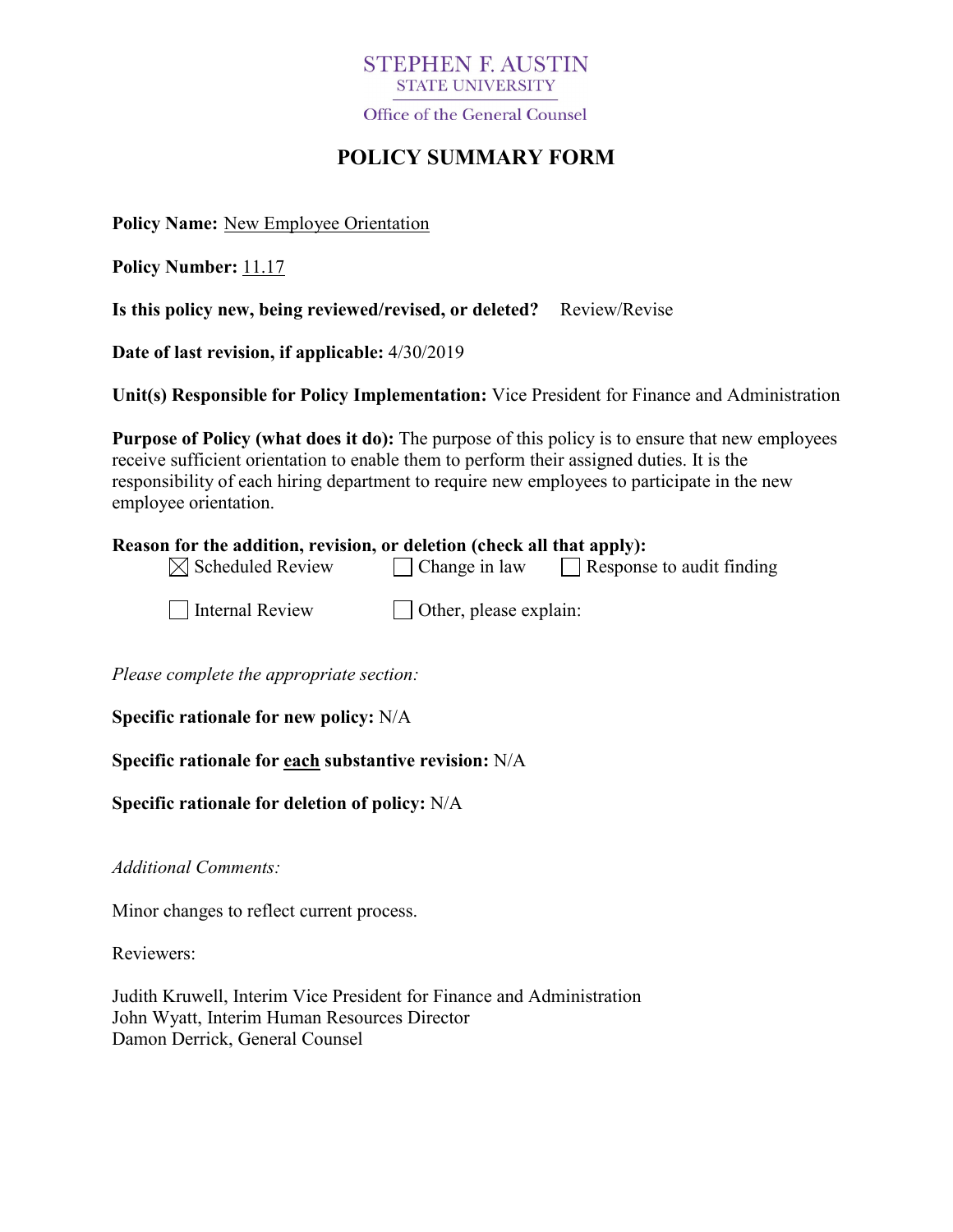STEPHEN F. AUSTIN
STATE UNIVERSITY

Office of the General Counsel

# POLICY SUMMARY FORM

**Policy Name:** New Employee Orientation

**Policy Number:** 11.17

**Is this policy new, being reviewed/revised, or deleted?** Review/Revise

**Date of last revision, if applicable:** 4/30/2019

**Unit(s) Responsible for Policy Implementation:** Vice President for Finance and Administration

**Purpose of Policy (what does it do):** The purpose of this policy is to ensure that new employees receive sufficient orientation to enable them to perform their assigned duties. It is the responsibility of each hiring department to require new employees to participate in the new employee orientation.

**Reason for the addition, revision, or deletion (check all that apply):**

- ☒ Scheduled Review
- ☐ Change in law
- ☐ Response to audit finding
- ☐ Internal Review
- ☐ Other, please explain:

*Please complete the appropriate section:*

**Specific rationale for new policy:** N/A

**Specific rationale for each substantive revision:** N/A

**Specific rationale for deletion of policy:** N/A

*Additional Comments:*

Minor changes to reflect current process.

Reviewers:

Judith Kruwell, Interim Vice President for Finance and Administration
John Wyatt, Interim Human Resources Director
Damon Derrick, General Counsel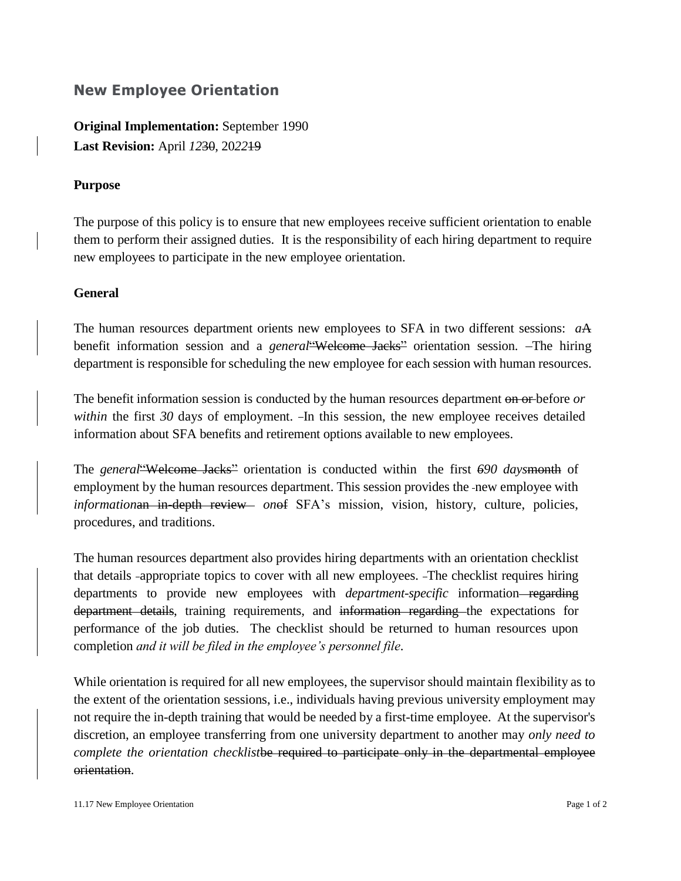## New Employee Orientation

**Original Implementation:** September 1990
**Last Revision:** April *12*~~30~~, 20*22*~~19~~

### Purpose

The purpose of this policy is to ensure that new employees receive sufficient orientation to enable them to perform their assigned duties. It is the responsibility of each hiring department to require new employees to participate in the new employee orientation.

### General

The human resources department orients new employees to SFA in two different sessions: *a*~~A~~ benefit information session and a *general*~~"Welcome Jacks"~~ orientation session. The hiring department is responsible for scheduling the new employee for each session with human resources.

The benefit information session is conducted by the human resources department ~~on or~~ before *or within* the first *30* day*s* of employment. In this session, the new employee receives detailed information about SFA benefits and retirement options available to new employees.

The *general*~~"Welcome Jacks"~~ orientation is conducted within the first *6*~~90~~ *days*~~month~~ of employment by the human resources department. This session provides the new employee with *information*~~an in-depth review~~ *on*~~of~~ SFA's mission, vision, history, culture, policies, procedures, and traditions.

The human resources department also provides hiring departments with an orientation checklist that details appropriate topics to cover with all new employees. The checklist requires hiring departments to provide new employees with *department-specific* information~~ regarding department details~~, training requirements, and ~~information regarding~~ the expectations for performance of the job duties. The checklist should be returned to human resources upon completion *and it will be filed in the employee's personnel file*.

While orientation is required for all new employees, the supervisor should maintain flexibility as to the extent of the orientation sessions, i.e., individuals having previous university employment may not require the in-depth training that would be needed by a first-time employee. At the supervisor's discretion, an employee transferring from one university department to another may *only need to complete the orientation checklist*~~be required to participate only in the departmental employee orientation~~.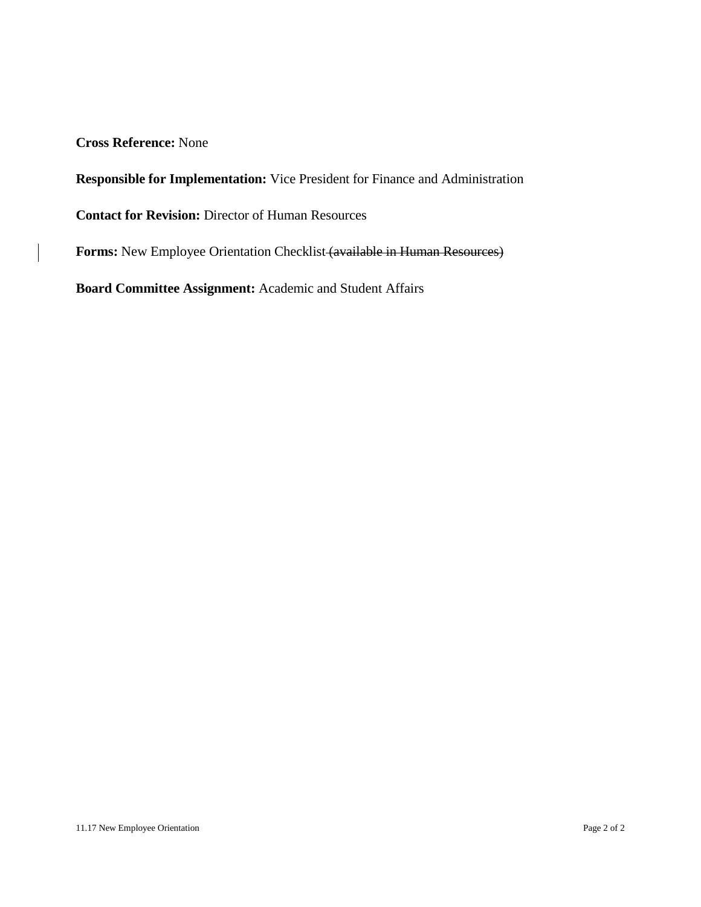**Cross Reference:** None

**Responsible for Implementation:** Vice President for Finance and Administration

**Contact for Revision:** Director of Human Resources

**Forms:** New Employee Orientation Checklist ~~(available in Human Resources)~~

**Board Committee Assignment:** Academic and Student Affairs